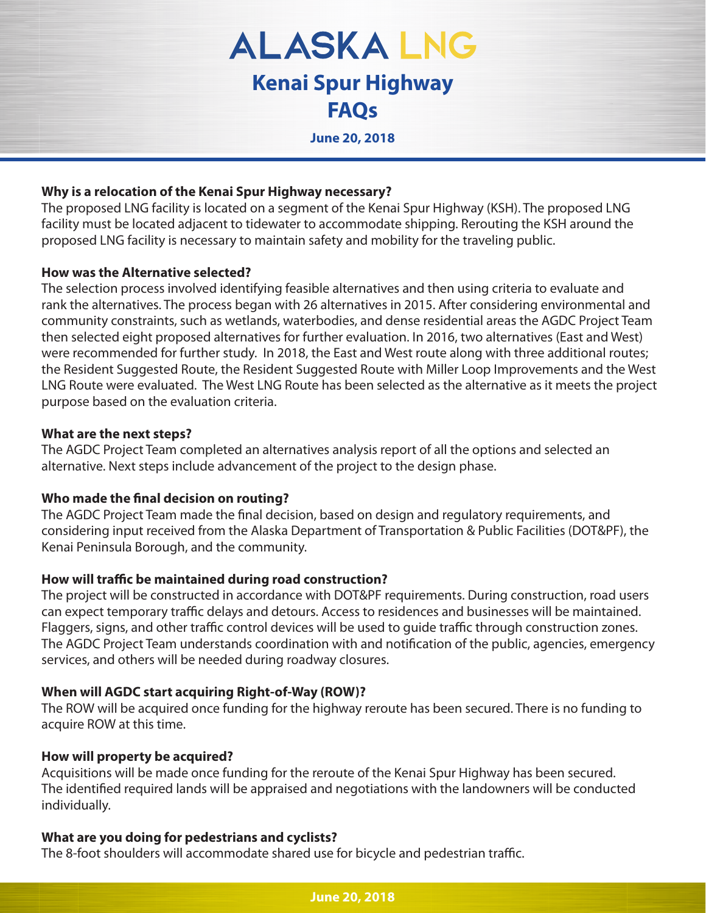# ALASKA LNG

## Kenai Spur Highway FAQs

**June 20, 2018**

**Why is a relocation of the Kenai Spur Highway necessary?**
The proposed LNG facility is located on a segment of the Kenai Spur Highway (KSH). The proposed LNG facility must be located adjacent to tidewater to accommodate shipping. Rerouting the KSH around the proposed LNG facility is necessary to maintain safety and mobility for the traveling public.

**How was the Alternative selected?**
The selection process involved identifying feasible alternatives and then using criteria to evaluate and rank the alternatives. The process began with 26 alternatives in 2015. After considering environmental and community constraints, such as wetlands, waterbodies, and dense residential areas the AGDC Project Team then selected eight proposed alternatives for further evaluation. In 2016, two alternatives (East and West) were recommended for further study. In 2018, the East and West route along with three additional routes; the Resident Suggested Route, the Resident Suggested Route with Miller Loop Improvements and the West LNG Route were evaluated. The West LNG Route has been selected as the alternative as it meets the project purpose based on the evaluation criteria.

**What are the next steps?**
The AGDC Project Team completed an alternatives analysis report of all the options and selected an alternative. Next steps include advancement of the project to the design phase.

**Who made the final decision on routing?**
The AGDC Project Team made the final decision, based on design and regulatory requirements, and considering input received from the Alaska Department of Transportation & Public Facilities (DOT&PF), the Kenai Peninsula Borough, and the community.

**How will traffic be maintained during road construction?**
The project will be constructed in accordance with DOT&PF requirements. During construction, road users can expect temporary traffic delays and detours. Access to residences and businesses will be maintained. Flaggers, signs, and other traffic control devices will be used to guide traffic through construction zones. The AGDC Project Team understands coordination with and notification of the public, agencies, emergency services, and others will be needed during roadway closures.

**When will AGDC start acquiring Right-of-Way (ROW)?**
The ROW will be acquired once funding for the highway reroute has been secured. There is no funding to acquire ROW at this time.

**How will property be acquired?**
Acquisitions will be made once funding for the reroute of the Kenai Spur Highway has been secured. The identified required lands will be appraised and negotiations with the landowners will be conducted individually.

**What are you doing for pedestrians and cyclists?**
The 8-foot shoulders will accommodate shared use for bicycle and pedestrian traffic.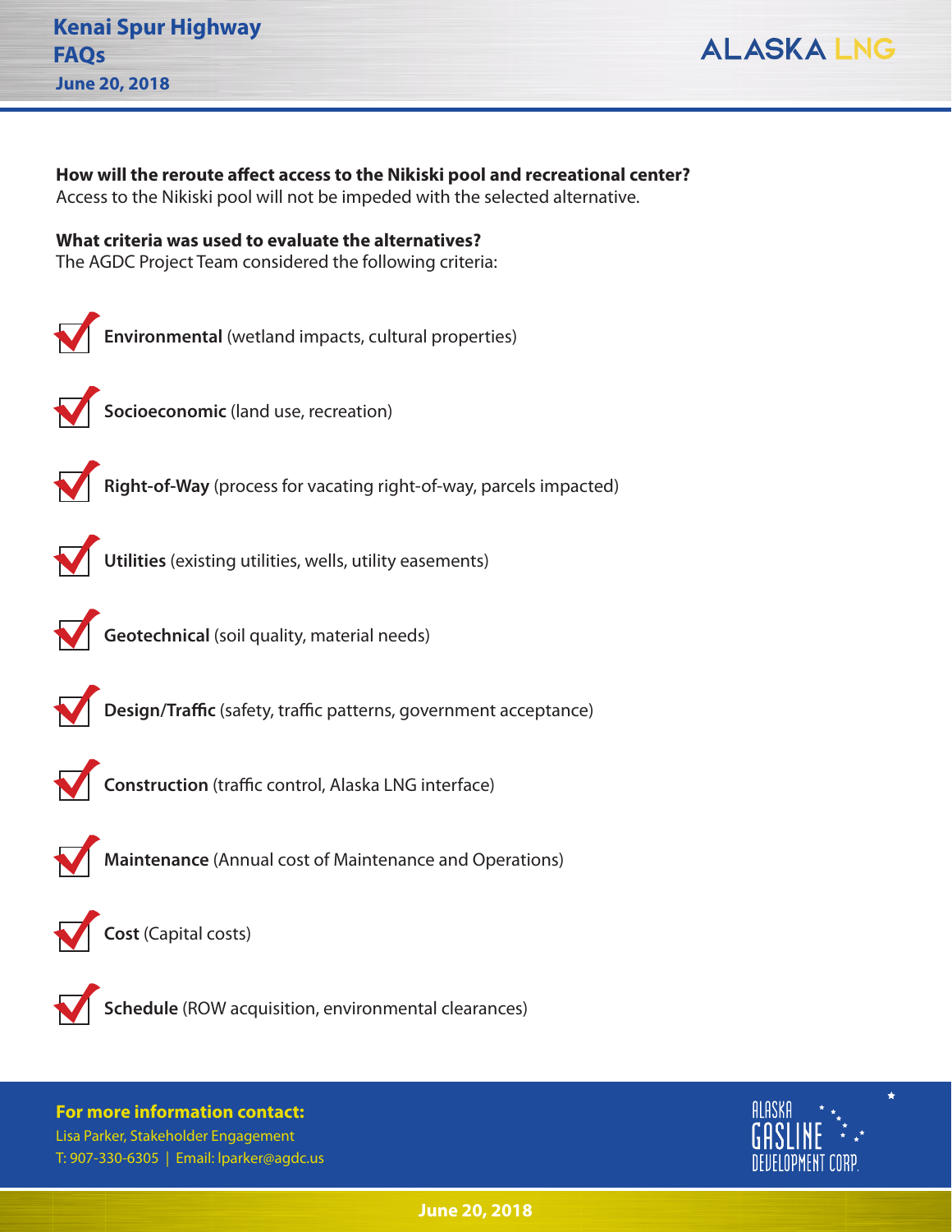**How will the reroute affect access to the Nikiski pool and recreational center?**
Access to the Nikiski pool will not be impeded with the selected alternative.

**What criteria was used to evaluate the alternatives?**
The AGDC Project Team considered the following criteria:

- **Environmental** (wetland impacts, cultural properties)
- **Socioeconomic** (land use, recreation)
- **Right-of-Way** (process for vacating right-of-way, parcels impacted)
- **Utilities** (existing utilities, wells, utility easements)
- **Geotechnical** (soil quality, material needs)
- **Design/Traffic** (safety, traffic patterns, government acceptance)
- **Construction** (traffic control, Alaska LNG interface)
- **Maintenance** (Annual cost of Maintenance and Operations)
- **Cost** (Capital costs)
- **Schedule** (ROW acquisition, environmental clearances)

**For more information contact:**
Lisa Parker, Stakeholder Engagement
T: 907-330-6305 | Email: lparker@agdc.us